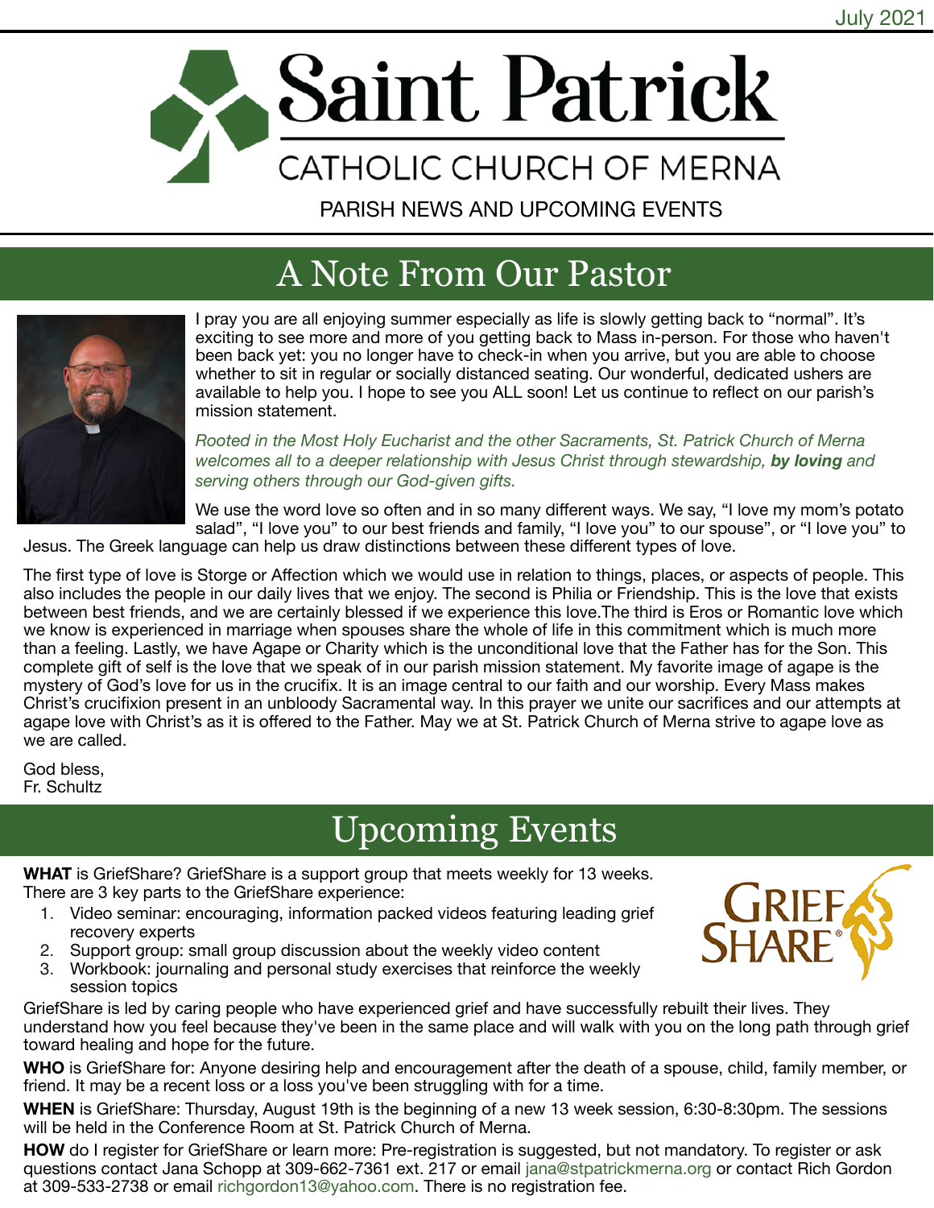July 2021

# Saint Patrick

## CATHOLIC CHURCH OF MERNA

PARISH NEWS AND UPCOMING EVENTS

## A Note From Our Pastor

I pray you are all enjoying summer especially as life is slowly getting back to "normal". It's exciting to see more and more of you getting back to Mass in-person. For those who haven't been back yet: you no longer have to check-in when you arrive, but you are able to choose whether to sit in regular or socially distanced seating. Our wonderful, dedicated ushers are available to help you. I hope to see you ALL soon! Let us continue to reflect on our parish's mission statement.

*Rooted in the Most Holy Eucharist and the other Sacraments, St. Patrick Church of Merna welcomes all to a deeper relationship with Jesus Christ through stewardship,* ***by loving*** *and serving others through our God-given gifts.*

We use the word love so often and in so many different ways. We say, "I love my mom's potato salad", "I love you" to our best friends and family, "I love you" to our spouse", or "I love you" to Jesus. The Greek language can help us draw distinctions between these different types of love.

The first type of love is Storge or Affection which we would use in relation to things, places, or aspects of people. This also includes the people in our daily lives that we enjoy. The second is Philia or Friendship. This is the love that exists between best friends, and we are certainly blessed if we experience this love.The third is Eros or Romantic love which we know is experienced in marriage when spouses share the whole of life in this commitment which is much more than a feeling. Lastly, we have Agape or Charity which is the unconditional love that the Father has for the Son. This complete gift of self is the love that we speak of in our parish mission statement. My favorite image of agape is the mystery of God's love for us in the crucifix. It is an image central to our faith and our worship. Every Mass makes Christ's crucifixion present in an unbloody Sacramental way. In this prayer we unite our sacrifices and our attempts at agape love with Christ's as it is offered to the Father. May we at St. Patrick Church of Merna strive to agape love as we are called.

God bless,
Fr. Schultz

## Upcoming Events

**WHAT** is GriefShare? GriefShare is a support group that meets weekly for 13 weeks. There are 3 key parts to the GriefShare experience:

1. Video seminar: encouraging, information packed videos featuring leading grief recovery experts
2. Support group: small group discussion about the weekly video content
3. Workbook: journaling and personal study exercises that reinforce the weekly session topics

GriefShare is led by caring people who have experienced grief and have successfully rebuilt their lives. They understand how you feel because they've been in the same place and will walk with you on the long path through grief toward healing and hope for the future.

**WHO** is GriefShare for: Anyone desiring help and encouragement after the death of a spouse, child, family member, or friend. It may be a recent loss or a loss you've been struggling with for a time.

**WHEN** is GriefShare: Thursday, August 19th is the beginning of a new 13 week session, 6:30-8:30pm. The sessions will be held in the Conference Room at St. Patrick Church of Merna.

**HOW** do I register for GriefShare or learn more: Pre-registration is suggested, but not mandatory. To register or ask questions contact Jana Schopp at 309-662-7361 ext. 217 or email jana@stpatrickmerna.org or contact Rich Gordon at 309-533-2738 or email richgordon13@yahoo.com. There is no registration fee.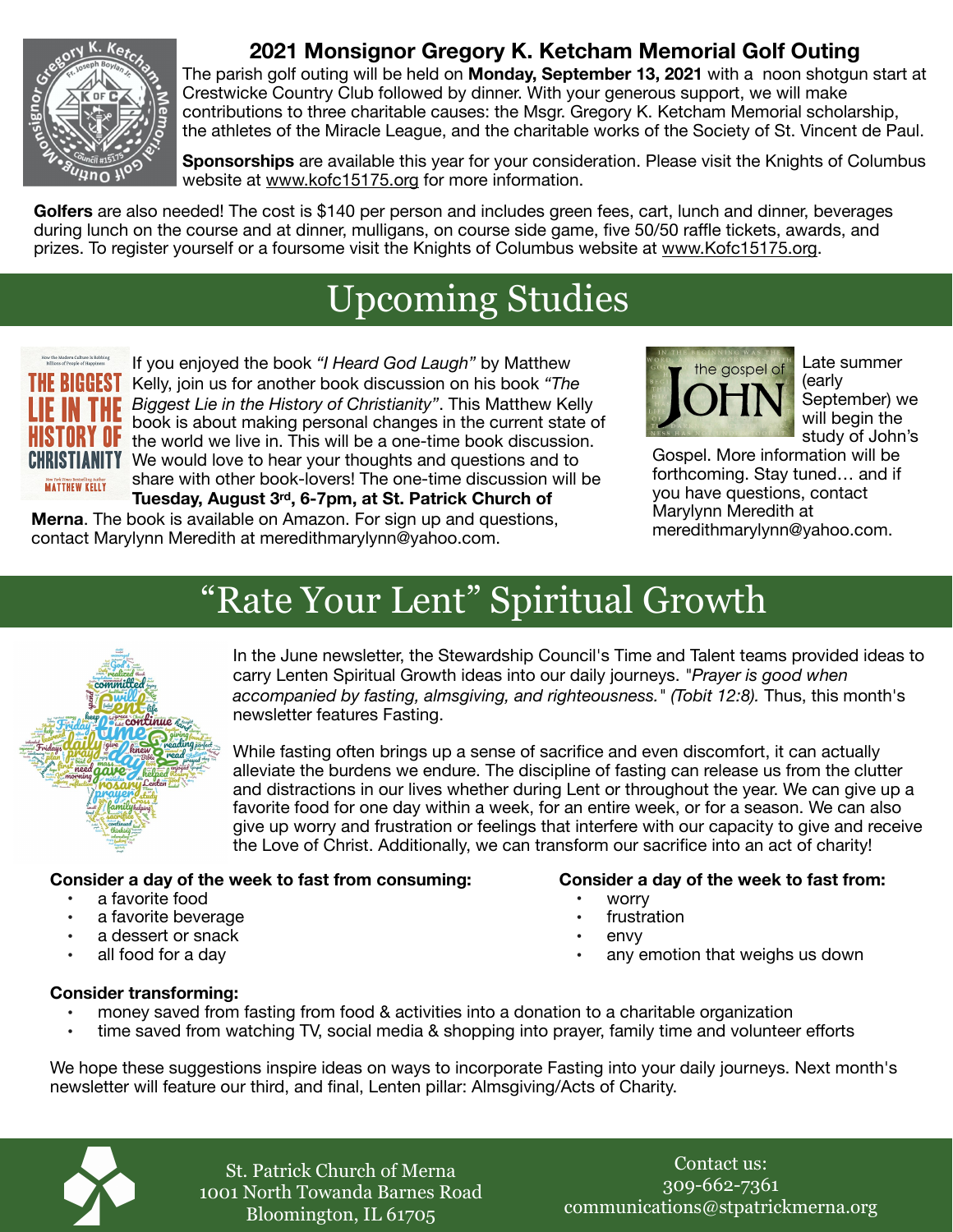## 2021 Monsignor Gregory K. Ketcham Memorial Golf Outing

The parish golf outing will be held on **Monday, September 13, 2021** with a noon shotgun start at Crestwicke Country Club followed by dinner. With your generous support, we will make contributions to three charitable causes: the Msgr. Gregory K. Ketcham Memorial scholarship, the athletes of the Miracle League, and the charitable works of the Society of St. Vincent de Paul.

**Sponsorships** are available this year for your consideration. Please visit the Knights of Columbus website at www.kofc15175.org for more information.

**Golfers** are also needed! The cost is $140 per person and includes green fees, cart, lunch and dinner, beverages during lunch on the course and at dinner, mulligans, on course side game, five 50/50 raffle tickets, awards, and prizes. To register yourself or a foursome visit the Knights of Columbus website at www.Kofc15175.org.

# Upcoming Studies

If you enjoyed the book *"I Heard God Laugh"* by Matthew Kelly, join us for another book discussion on his book *"The Biggest Lie in the History of Christianity"*. This Matthew Kelly book is about making personal changes in the current state of the world we live in. This will be a one-time book discussion. We would love to hear your thoughts and questions and to share with other book-lovers! The one-time discussion will be **Tuesday, August 3rd, 6-7pm, at St. Patrick Church of Merna**. The book is available on Amazon. For sign up and questions, contact Marylynn Meredith at meredithmarylynn@yahoo.com.

Late summer (early September) we will begin the study of John's Gospel. More information will be forthcoming. Stay tuned… and if you have questions, contact Marylynn Meredith at meredithmarylynn@yahoo.com.

# "Rate Your Lent" Spiritual Growth

In the June newsletter, the Stewardship Council's Time and Talent teams provided ideas to carry Lenten Spiritual Growth ideas into our daily journeys. "*Prayer is good when accompanied by fasting, almsgiving, and righteousness.*" *(Tobit 12:8).* Thus, this month's newsletter features Fasting.

While fasting often brings up a sense of sacrifice and even discomfort, it can actually alleviate the burdens we endure. The discipline of fasting can release us from the clutter and distractions in our lives whether during Lent or throughout the year. We can give up a favorite food for one day within a week, for an entire week, or for a season. We can also give up worry and frustration or feelings that interfere with our capacity to give and receive the Love of Christ. Additionally, we can transform our sacrifice into an act of charity!

**Consider a day of the week to fast from consuming:**

- a favorite food
- a favorite beverage
- a dessert or snack
- all food for a day

**Consider a day of the week to fast from:**

- worry
- frustration
- envy
- any emotion that weighs us down

**Consider transforming:**

- money saved from fasting from food & activities into a donation to a charitable organization
- time saved from watching TV, social media & shopping into prayer, family time and volunteer efforts

We hope these suggestions inspire ideas on ways to incorporate Fasting into your daily journeys. Next month's newsletter will feature our third, and final, Lenten pillar: Almsgiving/Acts of Charity.

St. Patrick Church of Merna
1001 North Towanda Barnes Road
Bloomington, IL 61705

Contact us:
309-662-7361
communications@stpatrickmerna.org